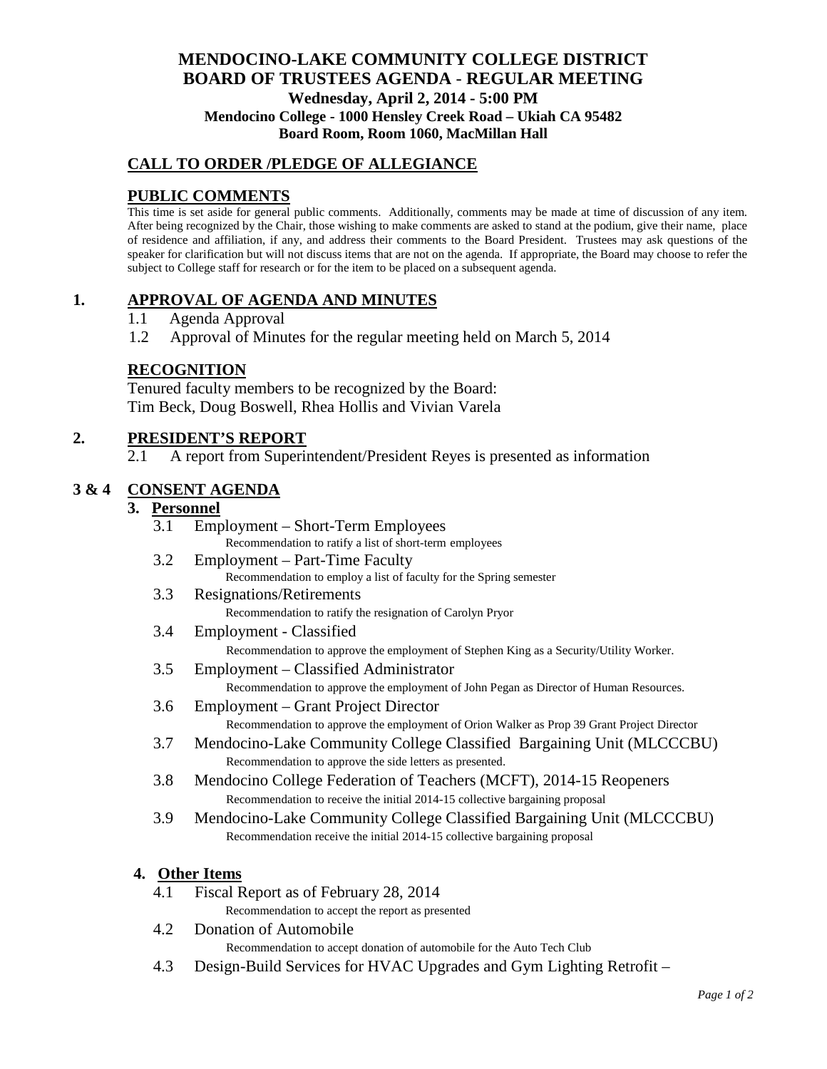# MENDOCINO-LAKE COMMUNITY COLLEGE DISTRICT
# BOARD OF TRUSTEES AGENDA - REGULAR MEETING

**Wednesday, April 2, 2014 - 5:00 PM**
**Mendocino College - 1000 Hensley Creek Road – Ukiah CA 95482**
**Board Room, Room 1060, MacMillan Hall**

## CALL TO ORDER /PLEDGE OF ALLEGIANCE

## PUBLIC COMMENTS

This time is set aside for general public comments. Additionally, comments may be made at time of discussion of any item. After being recognized by the Chair, those wishing to make comments are asked to stand at the podium, give their name, place of residence and affiliation, if any, and address their comments to the Board President. Trustees may ask questions of the speaker for clarification but will not discuss items that are not on the agenda. If appropriate, the Board may choose to refer the subject to College staff for research or for the item to be placed on a subsequent agenda.

## 1. APPROVAL OF AGENDA AND MINUTES

1.1 Agenda Approval

1.2 Approval of Minutes for the regular meeting held on March 5, 2014

## RECOGNITION

Tenured faculty members to be recognized by the Board:
Tim Beck, Doug Boswell, Rhea Hollis and Vivian Varela

## 2. PRESIDENT'S REPORT

2.1 A report from Superintendent/President Reyes is presented as information

## 3 & 4 CONSENT AGENDA

### 3. Personnel

3.1 Employment – Short-Term Employees
Recommendation to ratify a list of short-term employees

3.2 Employment – Part-Time Faculty
Recommendation to employ a list of faculty for the Spring semester

3.3 Resignations/Retirements
Recommendation to ratify the resignation of Carolyn Pryor

3.4 Employment - Classified
Recommendation to approve the employment of Stephen King as a Security/Utility Worker.

3.5 Employment – Classified Administrator
Recommendation to approve the employment of John Pegan as Director of Human Resources.

3.6 Employment – Grant Project Director
Recommendation to approve the employment of Orion Walker as Prop 39 Grant Project Director

3.7 Mendocino-Lake Community College Classified Bargaining Unit (MLCCCBU)
Recommendation to approve the side letters as presented.

3.8 Mendocino College Federation of Teachers (MCFT), 2014-15 Reopeners
Recommendation to receive the initial 2014-15 collective bargaining proposal

3.9 Mendocino-Lake Community College Classified Bargaining Unit (MLCCCBU)
Recommendation receive the initial 2014-15 collective bargaining proposal

### 4. Other Items

4.1 Fiscal Report as of February 28, 2014
Recommendation to accept the report as presented

4.2 Donation of Automobile
Recommendation to accept donation of automobile for the Auto Tech Club

4.3 Design-Build Services for HVAC Upgrades and Gym Lighting Retrofit –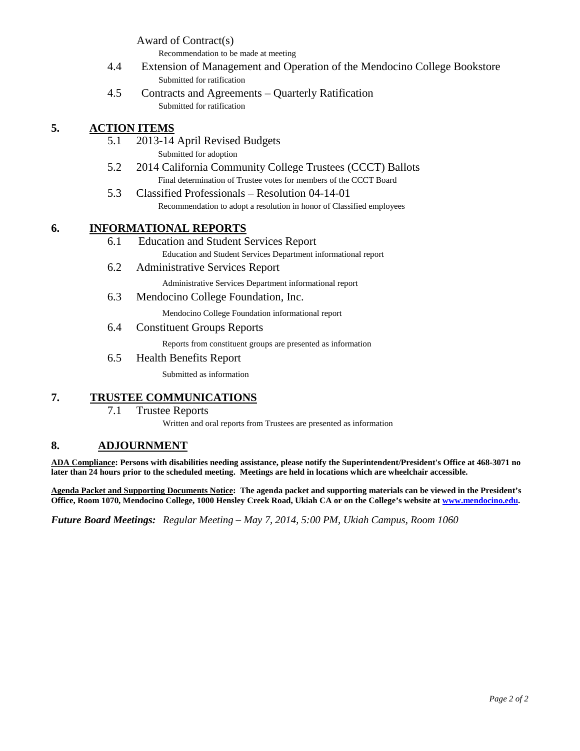Award of Contract(s)

Recommendation to be made at meeting

4.4 Extension of Management and Operation of the Mendocino College Bookstore

Submitted for ratification

4.5 Contracts and Agreements – Quarterly Ratification

Submitted for ratification

## 5. ACTION ITEMS

5.1 2013-14 April Revised Budgets

Submitted for adoption

5.2 2014 California Community College Trustees (CCCT) Ballots

Final determination of Trustee votes for members of the CCCT Board

5.3 Classified Professionals – Resolution 04-14-01

Recommendation to adopt a resolution in honor of Classified employees

## 6. INFORMATIONAL REPORTS

6.1 Education and Student Services Report

Education and Student Services Department informational report

6.2 Administrative Services Report

Administrative Services Department informational report

6.3 Mendocino College Foundation, Inc.

Mendocino College Foundation informational report

6.4 Constituent Groups Reports

Reports from constituent groups are presented as information

6.5 Health Benefits Report

Submitted as information

## 7. TRUSTEE COMMUNICATIONS

7.1 Trustee Reports

Written and oral reports from Trustees are presented as information

## 8. ADJOURNMENT

**ADA Compliance: Persons with disabilities needing assistance, please notify the Superintendent/President's Office at 468-3071 no later than 24 hours prior to the scheduled meeting. Meetings are held in locations which are wheelchair accessible.**

**Agenda Packet and Supporting Documents Notice: The agenda packet and supporting materials can be viewed in the President's Office, Room 1070, Mendocino College, 1000 Hensley Creek Road, Ukiah CA or on the College's website at www.mendocino.edu.**

***Future Board Meetings:*** *Regular Meeting – May 7, 2014, 5:00 PM, Ukiah Campus, Room 1060*